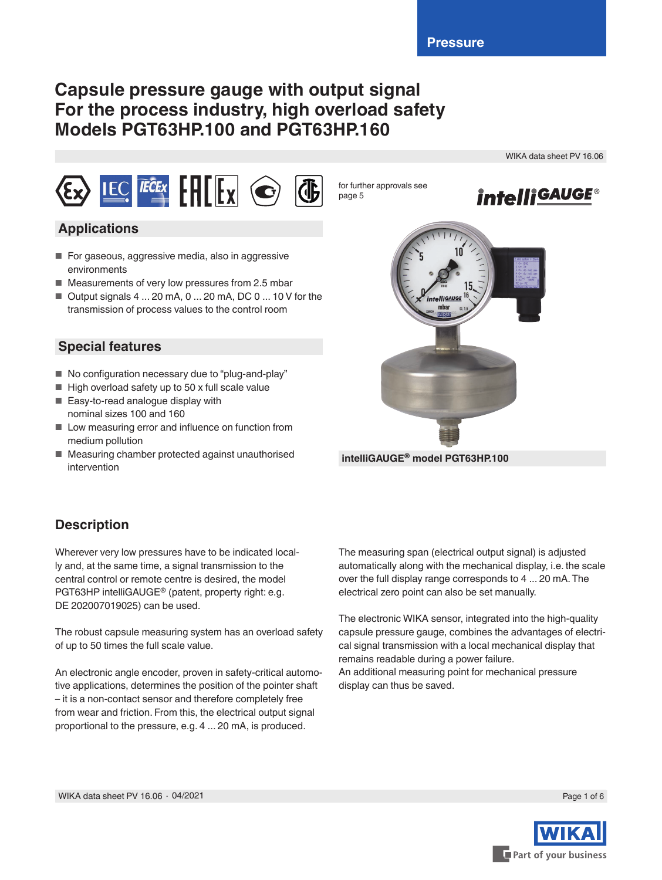Pressure

# Capsule pressure gauge with output signal
# For the process industry, high overload safety
# Models PGT63HP.100 and PGT63HP.160

WIKA data sheet PV 16.06

for further approvals see page 5

## Applications

- For gaseous, aggressive media, also in aggressive environments
- Measurements of very low pressures from 2.5 mbar
- Output signals 4 ... 20 mA, 0 ... 20 mA, DC 0 ... 10 V for the transmission of process values to the control room

## Special features

- No configuration necessary due to "plug-and-play"
- High overload safety up to 50 x full scale value
- Easy-to-read analogue display with nominal sizes 100 and 160
- Low measuring error and influence on function from medium pollution
- Measuring chamber protected against unauthorised intervention

**intelliGAUGE® model PGT63HP.100**

## Description

Wherever very low pressures have to be indicated locally and, at the same time, a signal transmission to the central control or remote centre is desired, the model PGT63HP intelliGAUGE® (patent, property right: e.g. DE 202007019025) can be used.

The robust capsule measuring system has an overload safety of up to 50 times the full scale value.

An electronic angle encoder, proven in safety-critical automotive applications, determines the position of the pointer shaft – it is a non-contact sensor and therefore completely free from wear and friction. From this, the electrical output signal proportional to the pressure, e.g. 4 ... 20 mA, is produced.

The measuring span (electrical output signal) is adjusted automatically along with the mechanical display, i.e. the scale over the full display range corresponds to 4 ... 20 mA. The electrical zero point can also be set manually.

The electronic WIKA sensor, integrated into the high-quality capsule pressure gauge, combines the advantages of electrical signal transmission with a local mechanical display that remains readable during a power failure.
An additional measuring point for mechanical pressure display can thus be saved.

WIKA data sheet PV 16.06 · 04/2021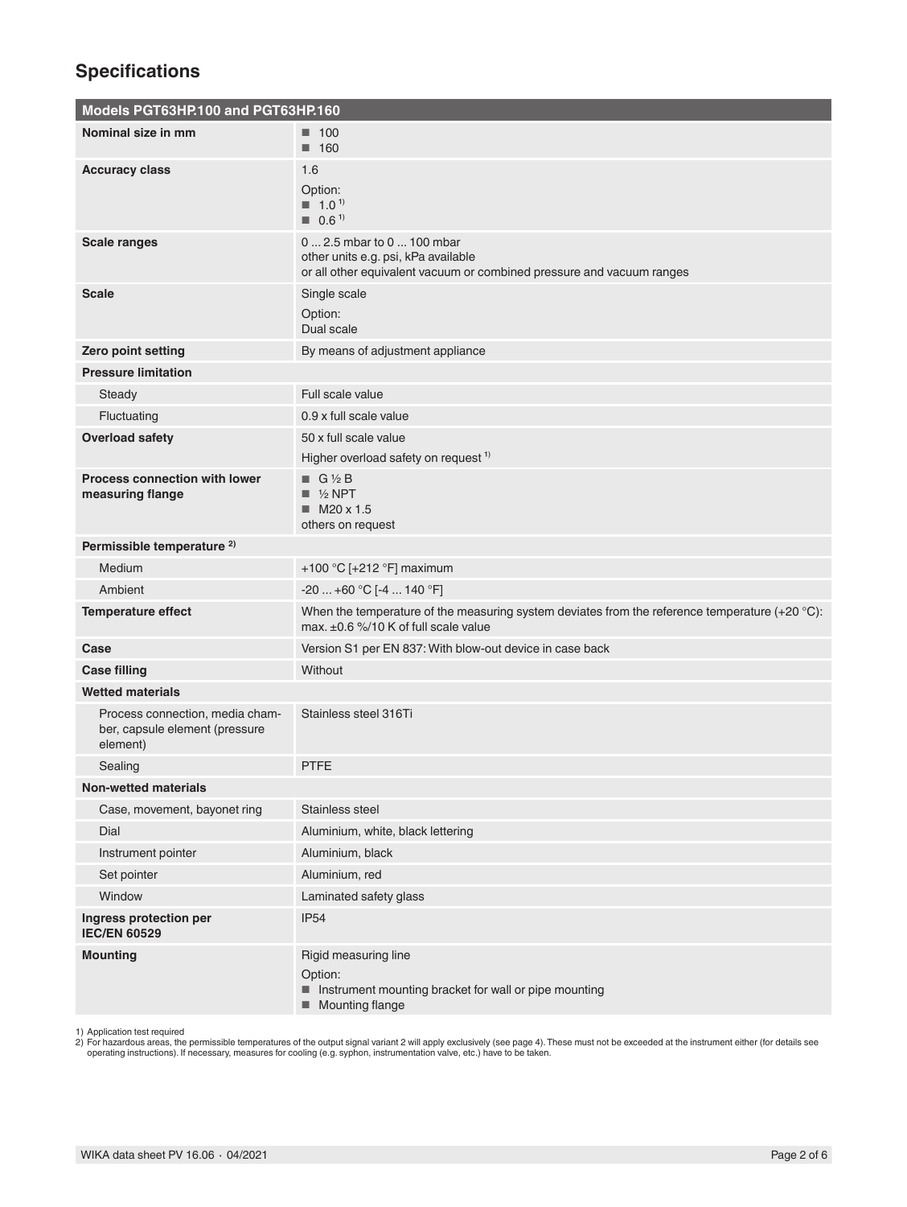## Specifications

| Models PGT63HP.100 and PGT63HP.160 | |
|---|---|
| **Nominal size in mm** | ■ 100<br>■ 160 |
| **Accuracy class** | 1.6<br>Option:<br>■ 1.0 [1)]<br>■ 0.6 [1)] |
| **Scale ranges** | 0 ... 2.5 mbar to 0 ... 100 mbar<br>other units e.g. psi, kPa available<br>or all other equivalent vacuum or combined pressure and vacuum ranges |
| **Scale** | Single scale<br>Option:<br>Dual scale |
| **Zero point setting** | By means of adjustment appliance |
| **Pressure limitation** | |
| Steady | Full scale value |
| Fluctuating | 0.9 x full scale value |
| **Overload safety** | 50 x full scale value<br>Higher overload safety on request [1)] |
| **Process connection with lower measuring flange** | ■ G ½ B<br>■ ½ NPT<br>■ M20 x 1.5<br>others on request |
| **Permissible temperature [2)]** | |
| Medium | +100 °C [+212 °F] maximum |
| Ambient | -20 ... +60 °C [-4 ... 140 °F] |
| **Temperature effect** | When the temperature of the measuring system deviates from the reference temperature (+20 °C): max. ±0.6 %/10 K of full scale value |
| **Case** | Version S1 per EN 837: With blow-out device in case back |
| **Case filling** | Without |
| **Wetted materials** | |
| Process connection, media chamber, capsule element (pressure element) | Stainless steel 316Ti |
| Sealing | PTFE |
| **Non-wetted materials** | |
| Case, movement, bayonet ring | Stainless steel |
| Dial | Aluminium, white, black lettering |
| Instrument pointer | Aluminium, black |
| Set pointer | Aluminium, red |
| Window | Laminated safety glass |
| **Ingress protection per IEC/EN 60529** | IP54 |
| **Mounting** | Rigid measuring line<br>Option:<br>■ Instrument mounting bracket for wall or pipe mounting<br>■ Mounting flange |

1) Application test required
2) For hazardous areas, the permissible temperatures of the output signal variant 2 will apply exclusively (see page 4). These must not be exceeded at the instrument either (for details see operating instructions). If necessary, measures for cooling (e.g. syphon, instrumentation valve, etc.) have to be taken.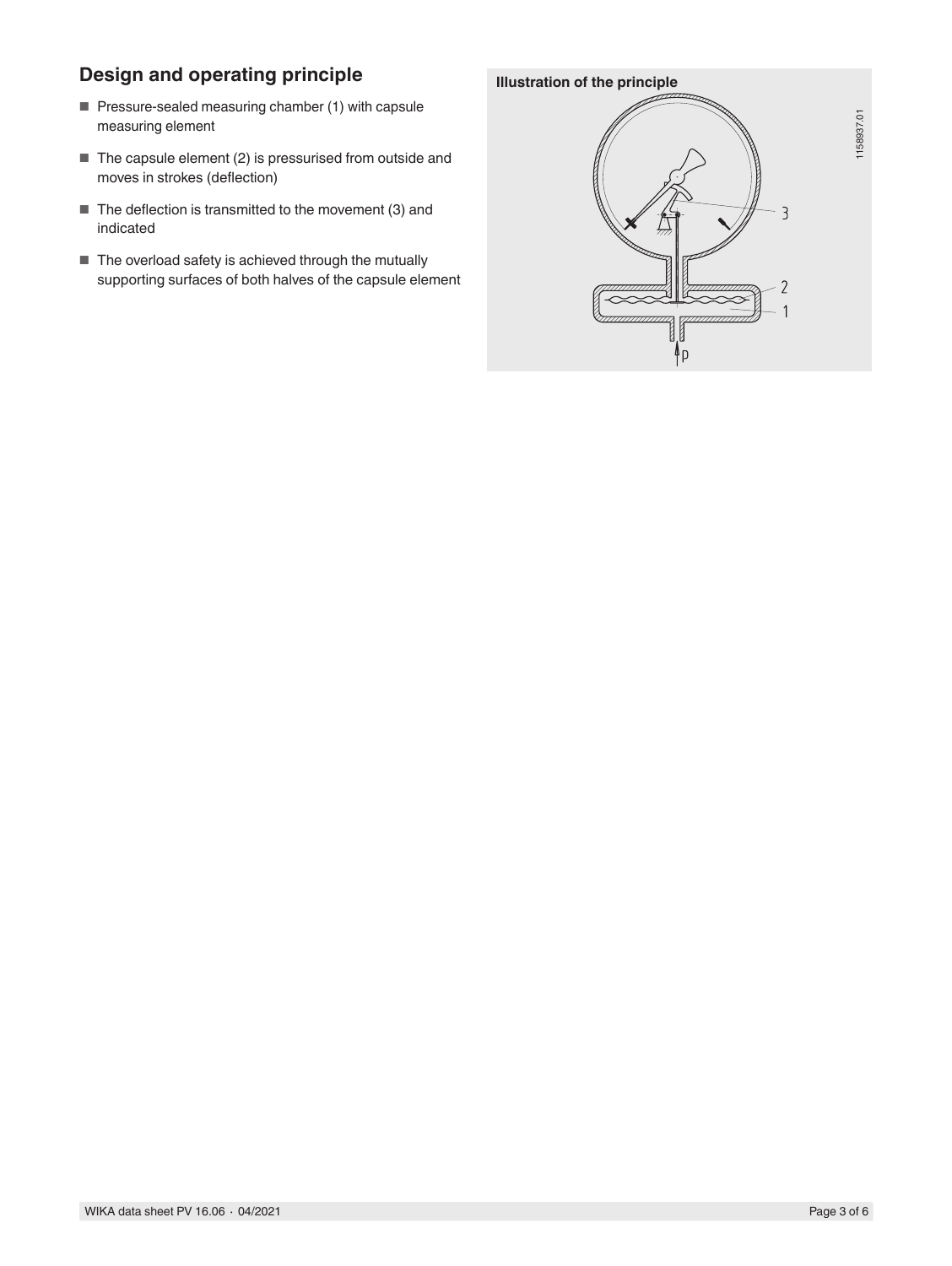## Design and operating principle

- Pressure-sealed measuring chamber (1) with capsule measuring element
- The capsule element (2) is pressurised from outside and moves in strokes (deflection)
- The deflection is transmitted to the movement (3) and indicated
- The overload safety is achieved through the mutually supporting surfaces of both halves of the capsule element

**Illustration of the principle**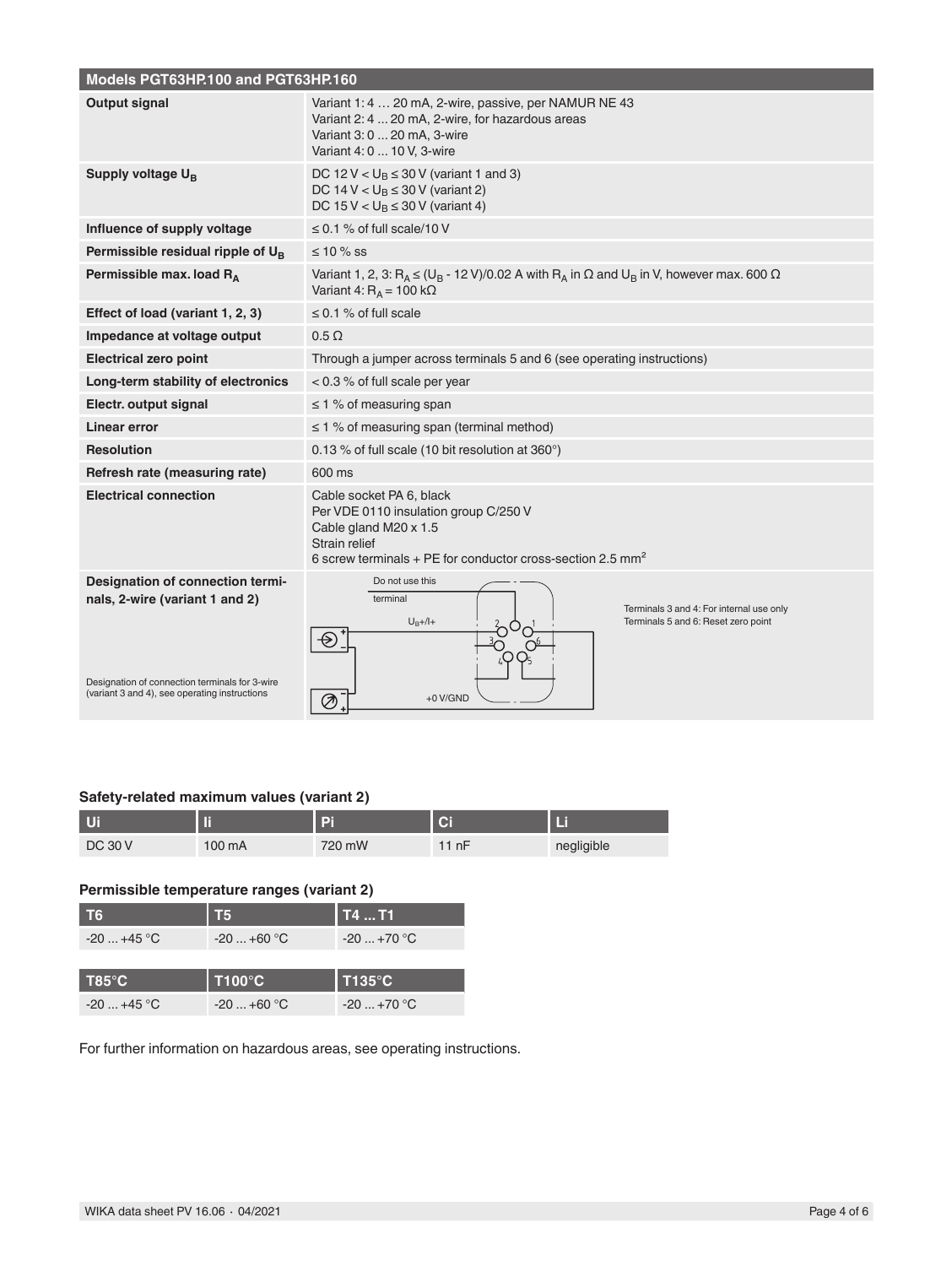| Models PGT63HP.100 and PGT63HP.160 | |
|---|---|
| **Output signal** | Variant 1: 4 … 20 mA, 2-wire, passive, per NAMUR NE 43<br>Variant 2: 4 ... 20 mA, 2-wire, for hazardous areas<br>Variant 3: 0 ... 20 mA, 3-wire<br>Variant 4: 0 ... 10 V, 3-wire |
| **Supply voltage $U_B$** | DC 12 V < $U_B$ ≤ 30 V (variant 1 and 3)<br>DC 14 V < $U_B$ ≤ 30 V (variant 2)<br>DC 15 V < $U_B$ ≤ 30 V (variant 4) |
| **Influence of supply voltage** | ≤ 0.1 % of full scale/10 V |
| **Permissible residual ripple of $U_B$** | ≤ 10 % ss |
| **Permissible max. load $R_A$** | Variant 1, 2, 3: $R_A \leq (U_B$ - 12 V)/0.02 A with $R_A$ in Ω and $U_B$ in V, however max. 600 Ω<br>Variant 4: $R_A$ = 100 kΩ |
| **Effect of load (variant 1, 2, 3)** | ≤ 0.1 % of full scale |
| **Impedance at voltage output** | 0.5 Ω |
| **Electrical zero point** | Through a jumper across terminals 5 and 6 (see operating instructions) |
| **Long-term stability of electronics** | < 0.3 % of full scale per year |
| **Electr. output signal** | ≤ 1 % of measuring span |
| **Linear error** | ≤ 1 % of measuring span (terminal method) |
| **Resolution** | 0.13 % of full scale (10 bit resolution at 360°) |
| **Refresh rate (measuring rate)** | 600 ms |
| **Electrical connection** | Cable socket PA 6, black<br>Per VDE 0110 insulation group C/250 V<br>Cable gland M20 x 1.5<br>Strain relief<br>6 screw terminals + PE for conductor cross-section 2.5 mm² |
| **Designation of connection terminals, 2-wire (variant 1 and 2)**<br><br>Designation of connection terminals for 3-wire (variant 3 and 4), see operating instructions | Do not use this terminal<br>$U_B$+/I+<br>+0 V/GND<br>Terminals 3 and 4: For internal use only<br>Terminals 5 and 6: Reset zero point |

### Safety-related maximum values (variant 2)

| Ui | Ii | Pi | Ci | Li |
|---|---|---|---|---|
| DC 30 V | 100 mA | 720 mW | 11 nF | negligible |

### Permissible temperature ranges (variant 2)

| T6 | T5 | T4 ... T1 |
|---|---|---|
| -20 ... +45 °C | -20 ... +60 °C | -20 ... +70 °C |

| T85°C | T100°C | T135°C |
|---|---|---|
| -20 ... +45 °C | -20 ... +60 °C | -20 ... +70 °C |

For further information on hazardous areas, see operating instructions.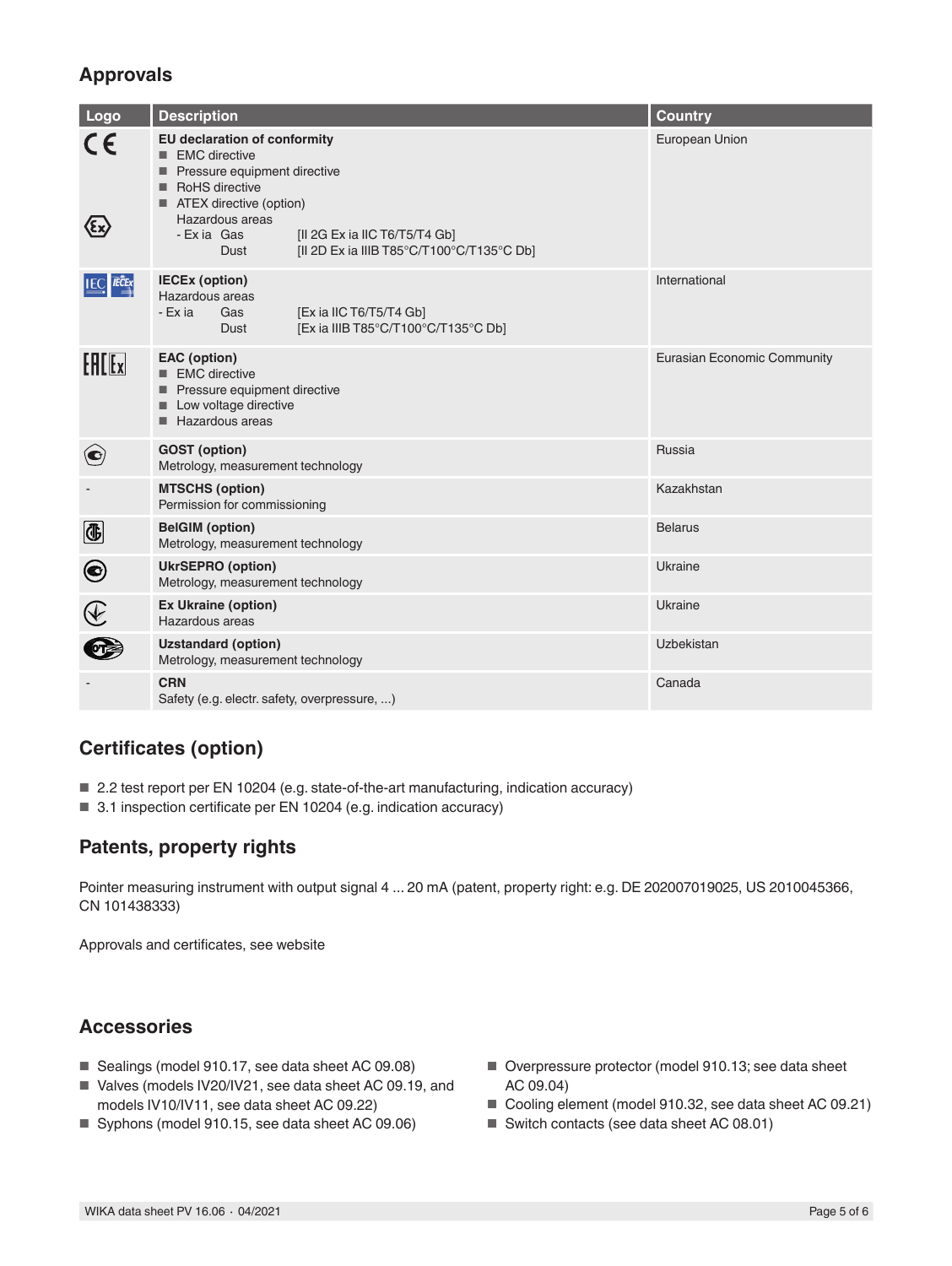## Approvals

| Logo | Description | Country |
|---|---|---|
| | **EU declaration of conformity**<br>■ EMC directive<br>■ Pressure equipment directive<br>■ RoHS directive<br>■ ATEX directive (option)<br>Hazardous areas<br>- Ex ia Gas [II 2G Ex ia IIC T6/T5/T4 Gb]<br>Dust [II 2D Ex ia IIIB T85°C/T100°C/T135°C Db] | European Union |
| | **IECEx (option)**<br>Hazardous areas<br>- Ex ia Gas [Ex ia IIC T6/T5/T4 Gb]<br>Dust [Ex ia IIIB T85°C/T100°C/T135°C Db] | International |
| | **EAC (option)**<br>■ EMC directive<br>■ Pressure equipment directive<br>■ Low voltage directive<br>■ Hazardous areas | Eurasian Economic Community |
| | **GOST (option)**<br>Metrology, measurement technology | Russia |
| - | **MTSCHS (option)**<br>Permission for commissioning | Kazakhstan |
| | **BelGIM (option)**<br>Metrology, measurement technology | Belarus |
| | **UkrSEPRO (option)**<br>Metrology, measurement technology | Ukraine |
| | **Ex Ukraine (option)**<br>Hazardous areas | Ukraine |
| | **Uzstandard (option)**<br>Metrology, measurement technology | Uzbekistan |
| - | **CRN**<br>Safety (e.g. electr. safety, overpressure, ...) | Canada |

## Certificates (option)

- 2.2 test report per EN 10204 (e.g. state-of-the-art manufacturing, indication accuracy)
- 3.1 inspection certificate per EN 10204 (e.g. indication accuracy)

## Patents, property rights

Pointer measuring instrument with output signal 4 ... 20 mA (patent, property right: e.g. DE 202007019025, US 2010045366, CN 101438333)

Approvals and certificates, see website

## Accessories

- Sealings (model 910.17, see data sheet AC 09.08)
- Valves (models IV20/IV21, see data sheet AC 09.19, and models IV10/IV11, see data sheet AC 09.22)
- Syphons (model 910.15, see data sheet AC 09.06)
- Overpressure protector (model 910.13; see data sheet AC 09.04)
- Cooling element (model 910.32, see data sheet AC 09.21)
- Switch contacts (see data sheet AC 08.01)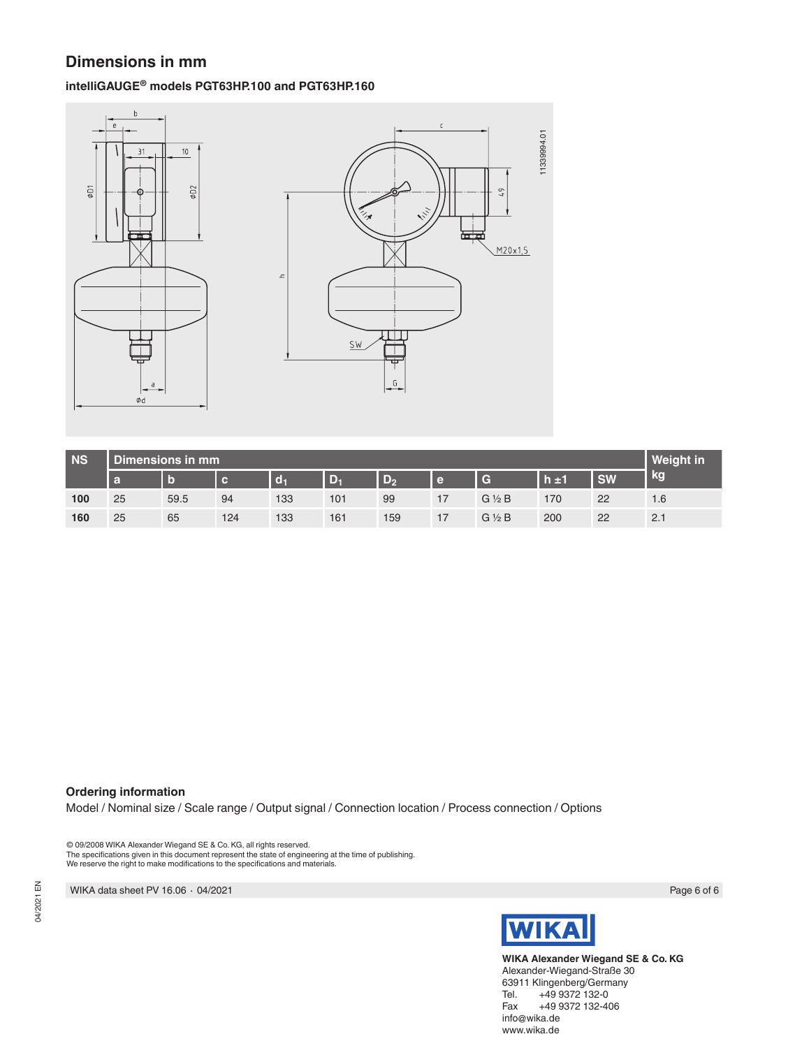## Dimensions in mm

### intelliGAUGE® models PGT63HP.100 and PGT63HP.160

b
e
31
10
ØD1
ØD2
a
Ød
c
49
M20x1,5
h
SW
G
11339994.01

| NS | Dimensions in mm | | | | | | | | | | Weight in kg |
|---|---|---|---|---|---|---|---|---|---|---|---|
| | a | b | c | $d_1$ | $D_1$ | $D_2$ | e | G | h ±1 | SW | |
| 100 | 25 | 59.5 | 94 | 133 | 101 | 99 | 17 | G ½ B | 170 | 22 | 1.6 |
| 160 | 25 | 65 | 124 | 133 | 161 | 159 | 17 | G ½ B | 200 | 22 | 2.1 |

### Ordering information

Model / Nominal size / Scale range / Output signal / Connection location / Process connection / Options

© 09/2008 WIKA Alexander Wiegand SE & Co. KG, all rights reserved.
The specifications given in this document represent the state of engineering at the time of publishing.
We reserve the right to make modifications to the specifications and materials.

WIKA data sheet PV 16.06 · 04/2021

**WIKA Alexander Wiegand SE & Co. KG**
Alexander-Wiegand-Straße 30
63911 Klingenberg/Germany
Tel. +49 9372 132-0
Fax +49 9372 132-406
info@wika.de
www.wika.de